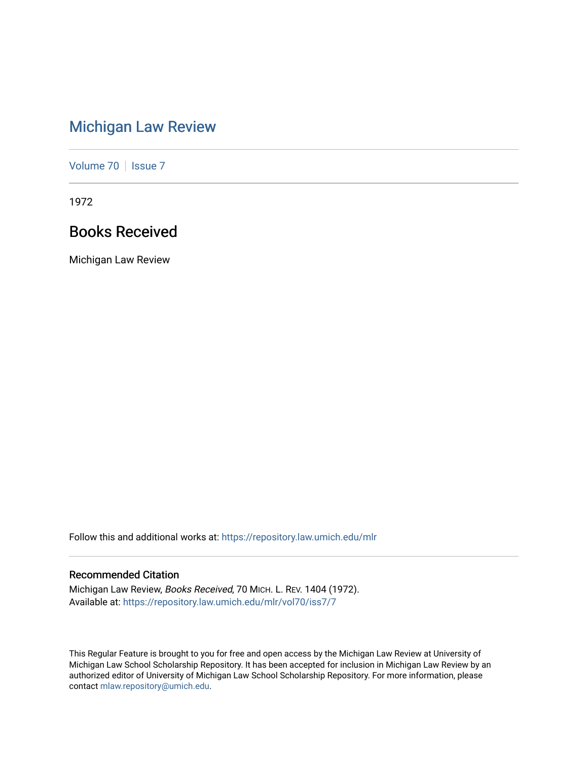# Michigan Law Review

Volume 70 | Issue 7

1972

## Books Received

Michigan Law Review

Follow this and additional works at: https://repository.law.umich.edu/mlr

### Recommended Citation

Michigan Law Review, *Books Received*, 70 MICH. L. REV. 1404 (1972).
Available at: https://repository.law.umich.edu/mlr/vol70/iss7/7

This Regular Feature is brought to you for free and open access by the Michigan Law Review at University of Michigan Law School Scholarship Repository. It has been accepted for inclusion in Michigan Law Review by an authorized editor of University of Michigan Law School Scholarship Repository. For more information, please contact mlaw.repository@umich.edu.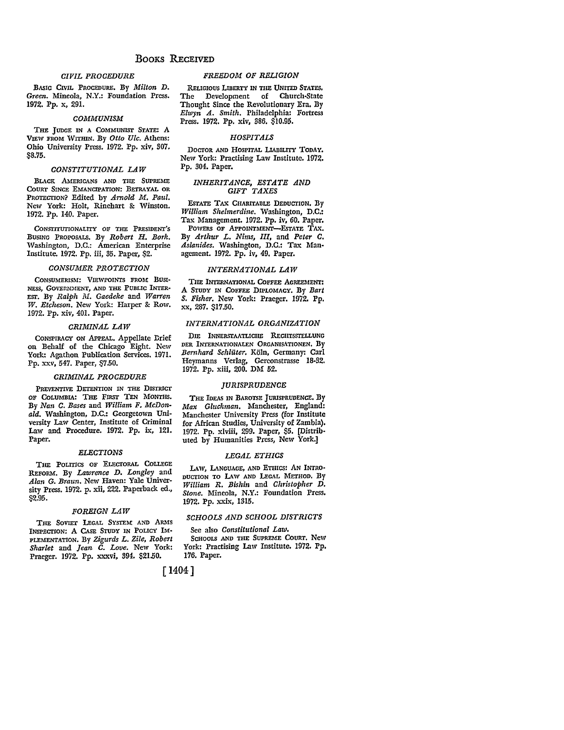# Books Received

### *CIVIL PROCEDURE*

BASIC CIVIL PROCEDURE. By *Milton D. Green*. Mineola, N.Y.: Foundation Press. 1972. Pp. x, 291.

### *COMMUNISM*

THE JUDGE IN A COMMUNIST STATE: A VIEW FROM WITHIN. By *Otto Ulc*. Athens: Ohio University Press. 1972. Pp. xiv, 307. $8.75.

### *CONSTITUTIONAL LAW*

BLACK AMERICANS AND THE SUPREME COURT SINCE EMANCIPATION: BETRAYAL OR PROTECTION? Edited by *Arnold M. Paul*. New York: Holt, Rinehart & Winston. 1972. Pp. 140. Paper.

CONSTITUTIONALITY OF THE PRESIDENT'S BUSING PROPOSALS. By *Robert H. Bork*. Washington, D.C.: American Enterprise Institute. 1972. Pp. iii, 35. Paper, $2.

### *CONSUMER PROTECTION*

CONSUMERISM: VIEWPOINTS FROM BUSINESS, GOVERNMENT, AND THE PUBLIC INTEREST. By *Ralph M. Gaedeke* and *Warren W. Etcheson*. New York: Harper & Row. 1972. Pp. xiv, 401. Paper.

### *CRIMINAL LAW*

CONSPIRACY ON APPEAL. Appellate Brief on Behalf of the Chicago Eight. New York: Agathon Publication Services. 1971. Pp. xxv, 547. Paper, $7.50.

### *CRIMINAL PROCEDURE*

PREVENTIVE DETENTION IN THE DISTRICT OF COLUMBIA: THE FIRST TEN MONTHS. By *Nan C. Bases* and *William F. McDonald*. Washington, D.C.: Georgetown University Law Center, Institute of Criminal Law and Procedure. 1972. Pp. ix, 121. Paper.

### *ELECTIONS*

THE POLITICS OF ELECTORAL COLLEGE REFORM. By *Lawrence D. Longley* and *Alan G. Braun*. New Haven: Yale University Press. 1972. p. xii, 222. Paperback ed., $2.95.

### *FOREIGN LAW*

THE SOVIET LEGAL SYSTEM AND ARMS INSPECTION: A CASE STUDY IN POLICY IMPLEMENTATION. By *Zigurds L. Zile, Robert Sharlet* and *Jean C. Love*. New York: Praeger. 1972. Pp. xxxvi, 394. $21.50.

### *FREEDOM OF RELIGION*

RELIGIOUS LIBERTY IN THE UNITED STATES. The Development of Church-State Thought Since the Revolutionary Era. By *Elwyn A. Smith*. Philadelphia: Fortress Press. 1972. Pp. xiv, 386. $10.95.

### *HOSPITALS*

DOCTOR AND HOSPITAL LIABILITY TODAY. New York: Practising Law Institute. 1972. Pp. 304. Paper.

### *INHERITANCE, ESTATE AND GIFT TAXES*

ESTATE TAX CHARITABLE DEDUCTION. By *William Shelmerdine*. Washington, D.C.: Tax Management. 1972. Pp. iv, 60. Paper.

POWERS OF APPOINTMENT—ESTATE TAX. By *Arthur L. Nims, III*, and *Peter C. Aslanides*. Washington, D.C.: Tax Management. 1972. Pp. iv, 49. Paper.

### *INTERNATIONAL LAW*

THE INTERNATIONAL COFFEE AGREEMENT: A STUDY IN COFFEE DIPLOMACY. By *Bart S. Fisher*. New York: Praeger. 1972. Pp. xx, 287. $17.50.

### *INTERNATIONAL ORGANIZATION*

DIE INNERSTAATLICHE RECHTSSTELLUNG DER INTERNATIONALEN ORGANISATIONEN. By *Bernhard Schlüter*. Köln, Germany: Carl Heymanns Verlag, Gereonstrasse 18-32. 1972. Pp. xiii, 200. DM 52.

### *JURISPRUDENCE*

THE IDEAS IN BAROTSE JURISPRUDENCE. By *Max Gluckman*. Manchester, England: Manchester University Press (for Institute for African Studies, University of Zambia). 1972. Pp. xlviii, 299. Paper, $5. [Distributed by Humanities Press, New York.]

### *LEGAL ETHICS*

LAW, LANGUAGE, AND ETHICS: AN INTRODUCTION TO LAW AND LEGAL METHOD. By *William R. Bishin* and *Christopher D. Stone*. Mineola, N.Y.: Foundation Press. 1972. Pp. xxix, 1315.

### *SCHOOLS AND SCHOOL DISTRICTS*

See also *Constitutional Law*.

SCHOOLS AND THE SUPREME COURT. New York: Practising Law Institute. 1972. Pp. 176. Paper.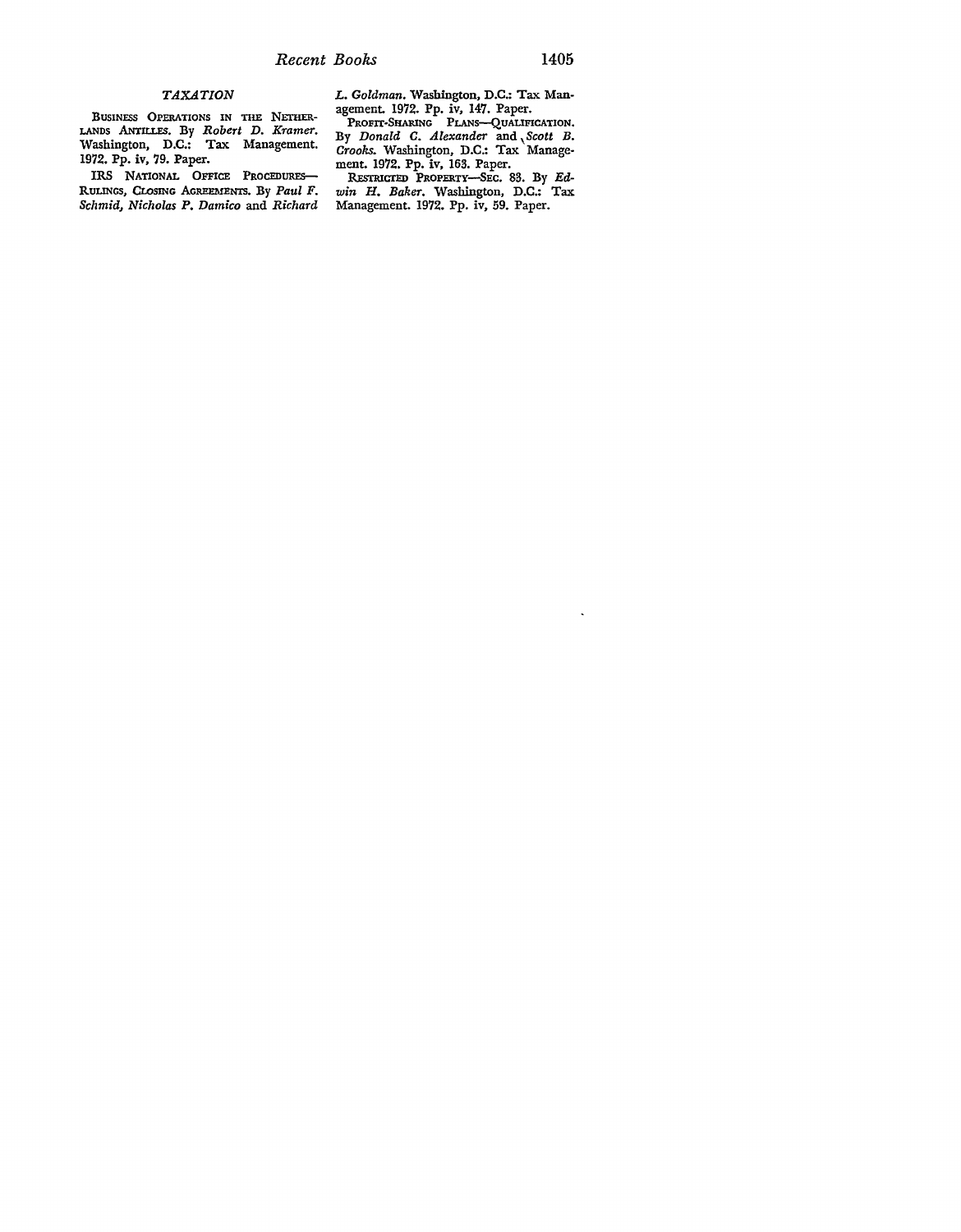### *TAXATION*

BUSINESS OPERATIONS IN THE NETHERLANDS ANTILLES. By *Robert D. Kramer*. Washington, D.C.: Tax Management. 1972. Pp. iv, 79. Paper.

IRS NATIONAL OFFICE PROCEDURES—RULINGS, CLOSING AGREEMENTS. By *Paul F. Schmid, Nicholas P. Damico* and *Richard L. Goldman*. Washington, D.C.: Tax Management. 1972. Pp. iv, 147. Paper.

PROFIT-SHARING PLANS—QUALIFICATION. By *Donald C. Alexander* and *Scott B. Crooks*. Washington, D.C.: Tax Management. 1972. Pp. iv, 163. Paper.

RESTRICTED PROPERTY—SEC. 83. By *Edwin H. Baker*. Washington, D.C.: Tax Management. 1972. Pp. iv, 59. Paper.